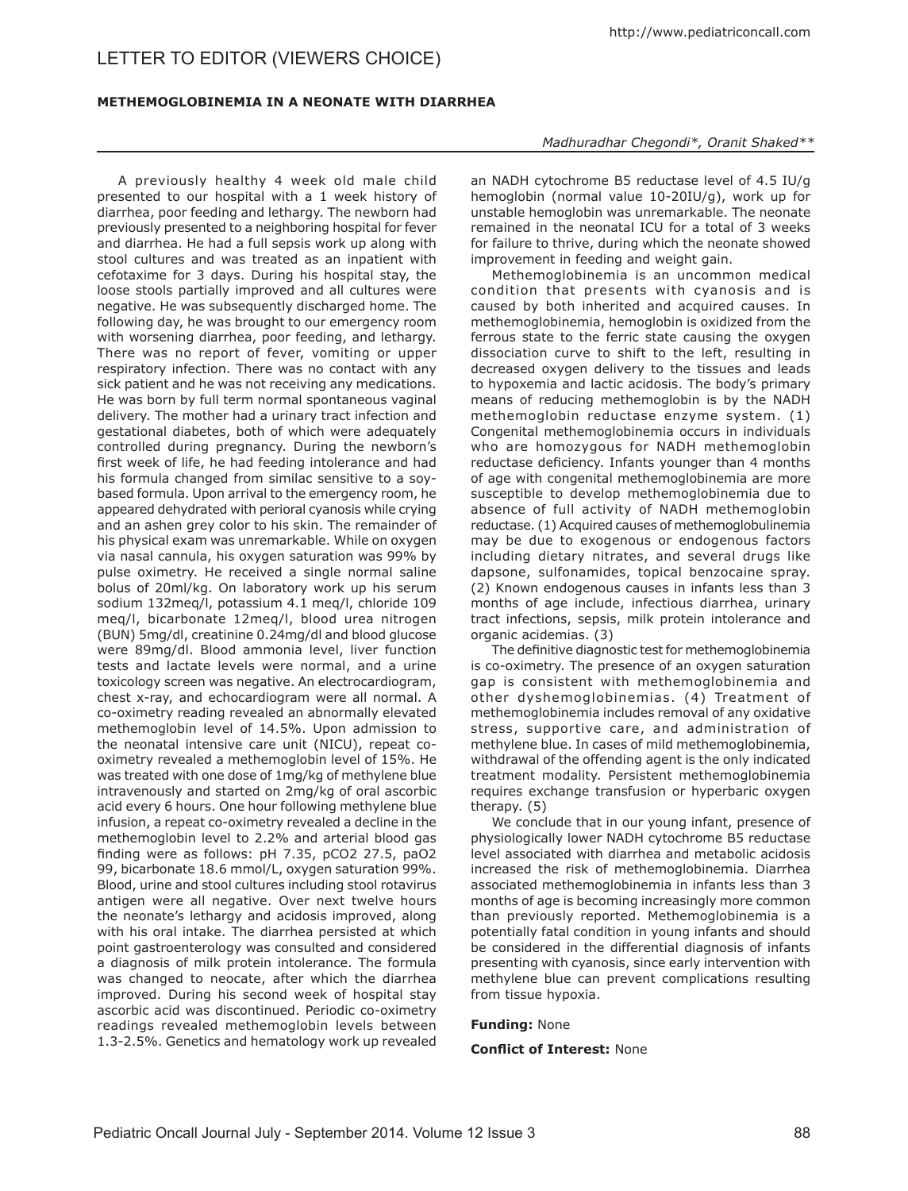## LETTER TO EDITOR (VIEWERS CHOICE)

### METHEMOGLOBINEMIA IN A NEONATE WITH DIARRHEA

*Madhuradhar Chegondi\*, Oranit Shaked\*\**

A previously healthy 4 week old male child presented to our hospital with a 1 week history of diarrhea, poor feeding and lethargy. The newborn had previously presented to a neighboring hospital for fever and diarrhea. He had a full sepsis work up along with stool cultures and was treated as an inpatient with cefotaxime for 3 days. During his hospital stay, the loose stools partially improved and all cultures were negative. He was subsequently discharged home. The following day, he was brought to our emergency room with worsening diarrhea, poor feeding, and lethargy. There was no report of fever, vomiting or upper respiratory infection. There was no contact with any sick patient and he was not receiving any medications. He was born by full term normal spontaneous vaginal delivery. The mother had a urinary tract infection and gestational diabetes, both of which were adequately controlled during pregnancy. During the newborn's first week of life, he had feeding intolerance and had his formula changed from similac sensitive to a soy-based formula. Upon arrival to the emergency room, he appeared dehydrated with perioral cyanosis while crying and an ashen grey color to his skin. The remainder of his physical exam was unremarkable. While on oxygen via nasal cannula, his oxygen saturation was 99% by pulse oximetry. He received a single normal saline bolus of 20ml/kg. On laboratory work up his serum sodium 132meq/l, potassium 4.1 meq/l, chloride 109 meq/l, bicarbonate 12meq/l, blood urea nitrogen (BUN) 5mg/dl, creatinine 0.24mg/dl and blood glucose were 89mg/dl. Blood ammonia level, liver function tests and lactate levels were normal, and a urine toxicology screen was negative. An electrocardiogram, chest x-ray, and echocardiogram were all normal. A co-oximetry reading revealed an abnormally elevated methemoglobin level of 14.5%. Upon admission to the neonatal intensive care unit (NICU), repeat co-oximetry revealed a methemoglobin level of 15%. He was treated with one dose of 1mg/kg of methylene blue intravenously and started on 2mg/kg of oral ascorbic acid every 6 hours. One hour following methylene blue infusion, a repeat co-oximetry revealed a decline in the methemoglobin level to 2.2% and arterial blood gas finding were as follows: pH 7.35, pCO2 27.5, paO2 99, bicarbonate 18.6 mmol/L, oxygen saturation 99%. Blood, urine and stool cultures including stool rotavirus antigen were all negative. Over next twelve hours the neonate's lethargy and acidosis improved, along with his oral intake. The diarrhea persisted at which point gastroenterology was consulted and considered a diagnosis of milk protein intolerance. The formula was changed to neocate, after which the diarrhea improved. During his second week of hospital stay ascorbic acid was discontinued. Periodic co-oximetry readings revealed methemoglobin levels between 1.3-2.5%. Genetics and hematology work up revealed an NADH cytochrome B5 reductase level of 4.5 IU/g hemoglobin (normal value 10-20IU/g), work up for unstable hemoglobin was unremarkable. The neonate remained in the neonatal ICU for a total of 3 weeks for failure to thrive, during which the neonate showed improvement in feeding and weight gain.

Methemoglobinemia is an uncommon medical condition that presents with cyanosis and is caused by both inherited and acquired causes. In methemoglobinemia, hemoglobin is oxidized from the ferrous state to the ferric state causing the oxygen dissociation curve to shift to the left, resulting in decreased oxygen delivery to the tissues and leads to hypoxemia and lactic acidosis. The body's primary means of reducing methemoglobin is by the NADH methemoglobin reductase enzyme system. (1) Congenital methemoglobinemia occurs in individuals who are homozygous for NADH methemoglobin reductase deficiency. Infants younger than 4 months of age with congenital methemoglobinemia are more susceptible to develop methemoglobinemia due to absence of full activity of NADH methemoglobin reductase. (1) Acquired causes of methemoglobulinemia may be due to exogenous or endogenous factors including dietary nitrates, and several drugs like dapsone, sulfonamides, topical benzocaine spray. (2) Known endogenous causes in infants less than 3 months of age include, infectious diarrhea, urinary tract infections, sepsis, milk protein intolerance and organic acidemias. (3)

The definitive diagnostic test for methemoglobinemia is co-oximetry. The presence of an oxygen saturation gap is consistent with methemoglobinemia and other dyshemoglobinemias. (4) Treatment of methemoglobinemia includes removal of any oxidative stress, supportive care, and administration of methylene blue. In cases of mild methemoglobinemia, withdrawal of the offending agent is the only indicated treatment modality. Persistent methemoglobinemia requires exchange transfusion or hyperbaric oxygen therapy. (5)

We conclude that in our young infant, presence of physiologically lower NADH cytochrome B5 reductase level associated with diarrhea and metabolic acidosis increased the risk of methemoglobinemia. Diarrhea associated methemoglobinemia in infants less than 3 months of age is becoming increasingly more common than previously reported. Methemoglobinemia is a potentially fatal condition in young infants and should be considered in the differential diagnosis of infants presenting with cyanosis, since early intervention with methylene blue can prevent complications resulting from tissue hypoxia.

**Funding:** None

**Conflict of Interest:** None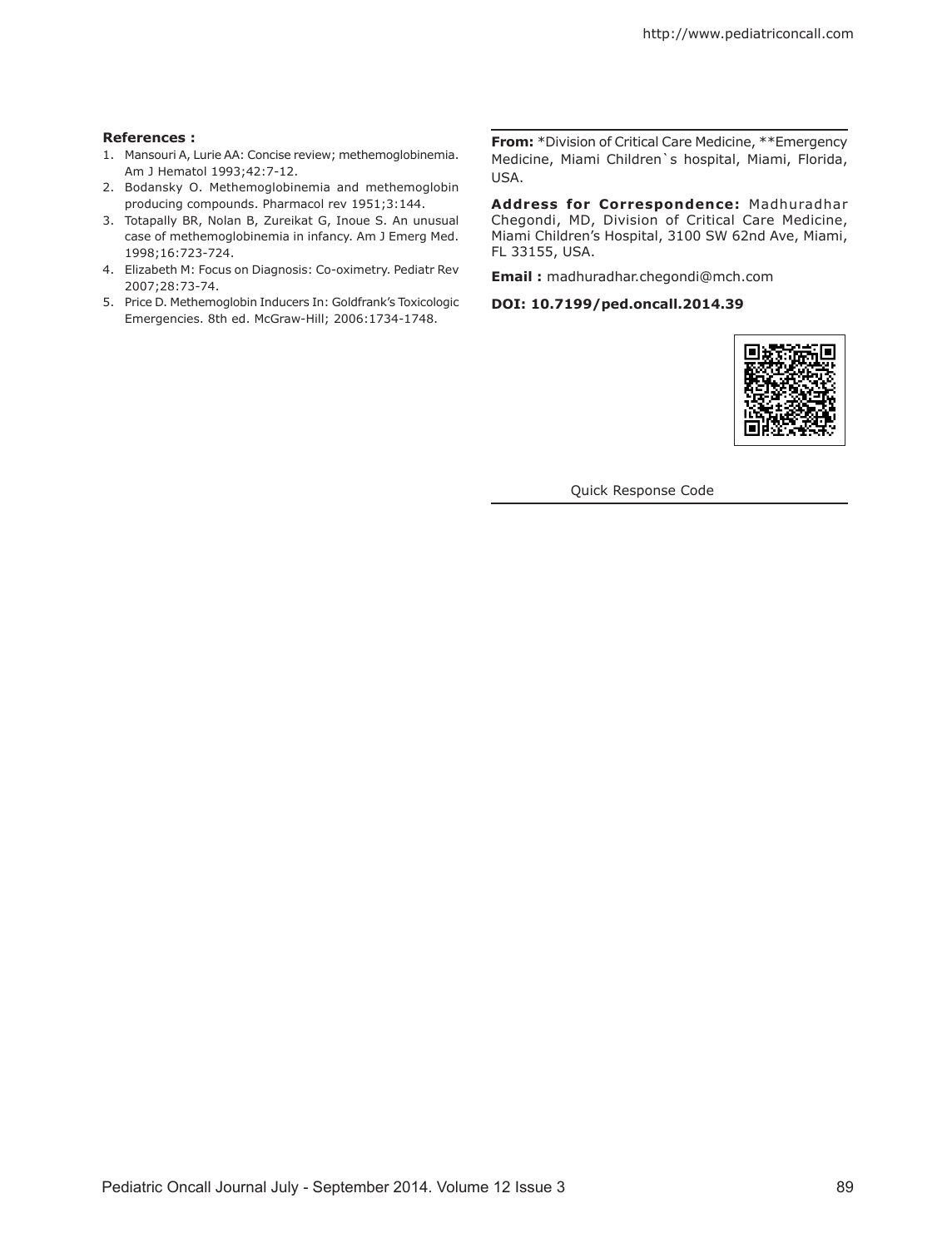**References :**

1. Mansouri A, Lurie AA: Concise review; methemoglobinemia. Am J Hematol 1993;42:7-12.
2. Bodansky O. Methemoglobinemia and methemoglobin producing compounds. Pharmacol rev 1951;3:144.
3. Totapally BR, Nolan B, Zureikat G, Inoue S. An unusual case of methemoglobinemia in infancy. Am J Emerg Med. 1998;16:723-724.
4. Elizabeth M: Focus on Diagnosis: Co-oximetry. Pediatr Rev 2007;28:73-74.
5. Price D. Methemoglobin Inducers In: Goldfrank's Toxicologic Emergencies. 8th ed. McGraw-Hill; 2006:1734-1748.

**From:** *Division of Critical Care Medicine, **Emergency Medicine, Miami Children`s hospital, Miami, Florida, USA.

**Address for Correspondence:** Madhuradhar Chegondi, MD, Division of Critical Care Medicine, Miami Children's Hospital, 3100 SW 62nd Ave, Miami, FL 33155, USA.

**Email :** madhuradhar.chegondi@mch.com

**DOI: 10.7199/ped.oncall.2014.39**

Quick Response Code